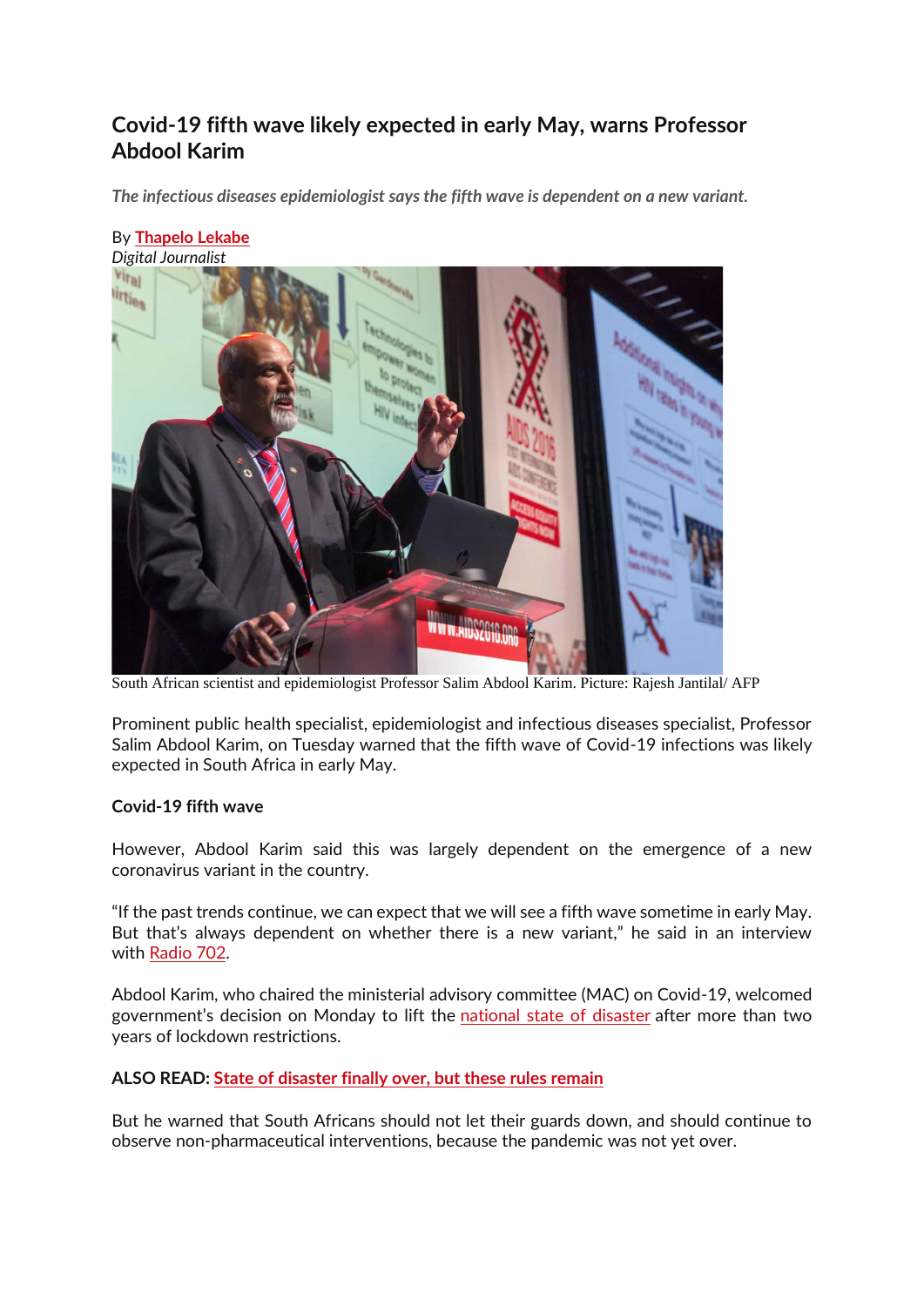# Covid-19 fifth wave likely expected in early May, warns Professor Abdool Karim

*The infectious diseases epidemiologist says the fifth wave is dependent on a new variant.*

By **Thapelo Lekabe**
*Digital Journalist*

South African scientist and epidemiologist Professor Salim Abdool Karim. Picture: Rajesh Jantilal/ AFP

Prominent public health specialist, epidemiologist and infectious diseases specialist, Professor Salim Abdool Karim, on Tuesday warned that the fifth wave of Covid-19 infections was likely expected in South Africa in early May.

**Covid-19 fifth wave**

However, Abdool Karim said this was largely dependent on the emergence of a new coronavirus variant in the country.

"If the past trends continue, we can expect that we will see a fifth wave sometime in early May. But that's always dependent on whether there is a new variant," he said in an interview with Radio 702.

Abdool Karim, who chaired the ministerial advisory committee (MAC) on Covid-19, welcomed government's decision on Monday to lift the national state of disaster after more than two years of lockdown restrictions.

**ALSO READ: State of disaster finally over, but these rules remain**

But he warned that South Africans should not let their guards down, and should continue to observe non-pharmaceutical interventions, because the pandemic was not yet over.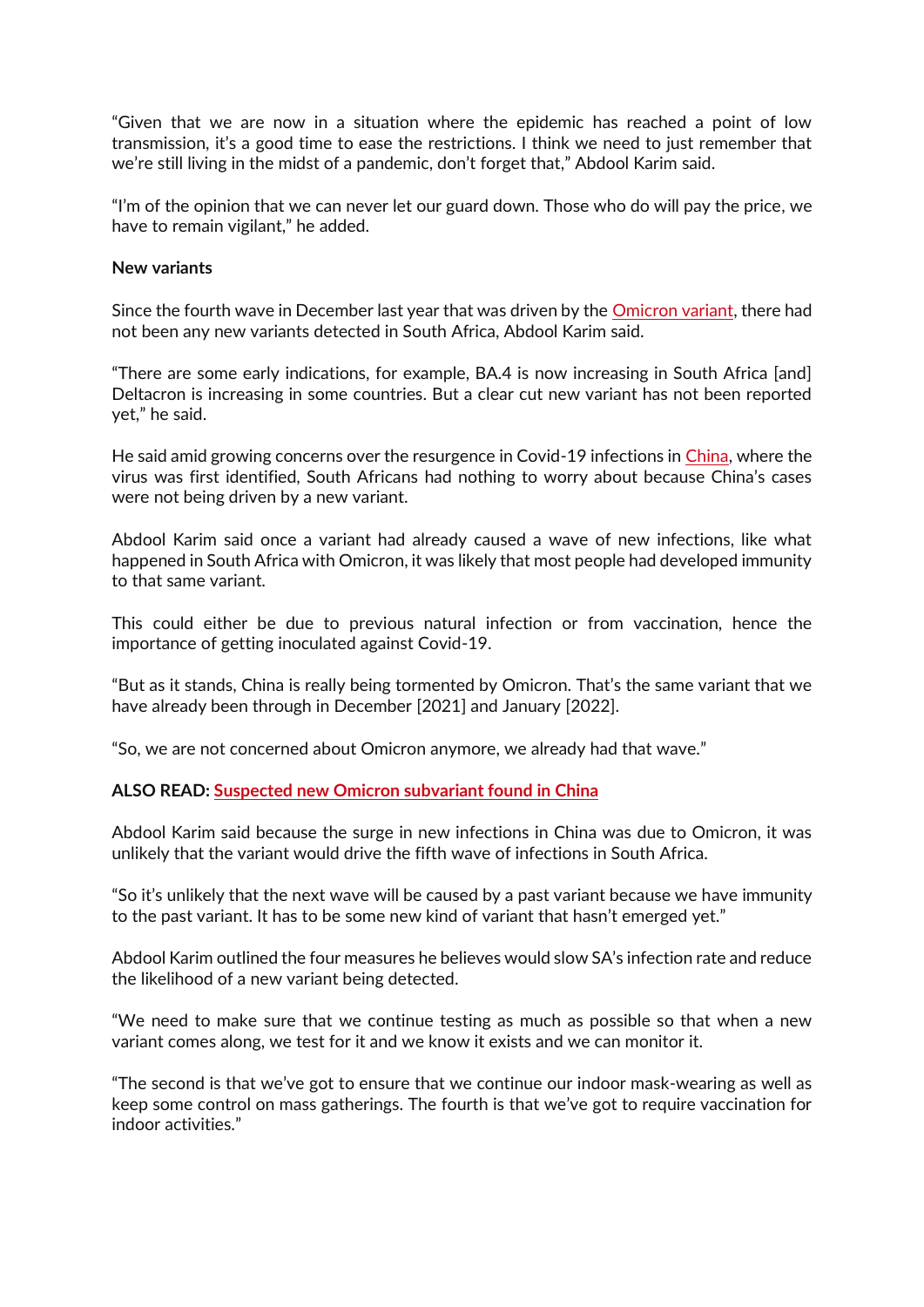"Given that we are now in a situation where the epidemic has reached a point of low transmission, it's a good time to ease the restrictions. I think we need to just remember that we're still living in the midst of a pandemic, don't forget that," Abdool Karim said.

"I'm of the opinion that we can never let our guard down. Those who do will pay the price, we have to remain vigilant," he added.

**New variants**

Since the fourth wave in December last year that was driven by the Omicron variant, there had not been any new variants detected in South Africa, Abdool Karim said.

"There are some early indications, for example, BA.4 is now increasing in South Africa [and] Deltacron is increasing in some countries. But a clear cut new variant has not been reported yet," he said.

He said amid growing concerns over the resurgence in Covid-19 infections in China, where the virus was first identified, South Africans had nothing to worry about because China's cases were not being driven by a new variant.

Abdool Karim said once a variant had already caused a wave of new infections, like what happened in South Africa with Omicron, it was likely that most people had developed immunity to that same variant.

This could either be due to previous natural infection or from vaccination, hence the importance of getting inoculated against Covid-19.

"But as it stands, China is really being tormented by Omicron. That's the same variant that we have already been through in December [2021] and January [2022].

"So, we are not concerned about Omicron anymore, we already had that wave."

**ALSO READ: Suspected new Omicron subvariant found in China**

Abdool Karim said because the surge in new infections in China was due to Omicron, it was unlikely that the variant would drive the fifth wave of infections in South Africa.

"So it's unlikely that the next wave will be caused by a past variant because we have immunity to the past variant. It has to be some new kind of variant that hasn't emerged yet."

Abdool Karim outlined the four measures he believes would slow SA's infection rate and reduce the likelihood of a new variant being detected.

"We need to make sure that we continue testing as much as possible so that when a new variant comes along, we test for it and we know it exists and we can monitor it.

"The second is that we've got to ensure that we continue our indoor mask-wearing as well as keep some control on mass gatherings. The fourth is that we've got to require vaccination for indoor activities."